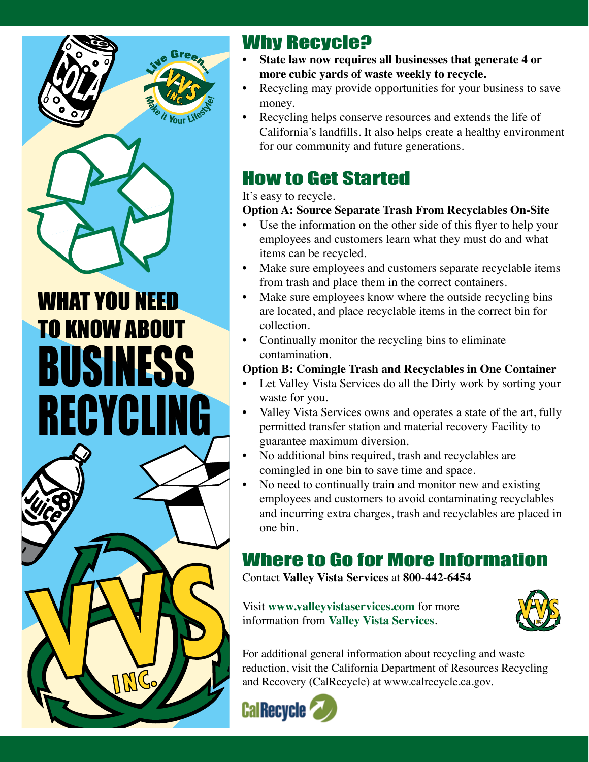# WHAT YOU NEED TO KNOW ABOUT BUSINESS RECYCLING

## Why Recycle?

- **State law now requires all businesses that generate 4 or more cubic yards of waste weekly to recycle.**
- Recycling may provide opportunities for your business to save money.
- Recycling helps conserve resources and extends the life of California's landfills. It also helps create a healthy environment for our community and future generations.

## How to Get Started

It's easy to recycle.

**Option A: Source Separate Trash From Recyclables On-Site**

- Use the information on the other side of this flyer to help your employees and customers learn what they must do and what items can be recycled.
- Make sure employees and customers separate recyclable items from trash and place them in the correct containers.
- Make sure employees know where the outside recycling bins are located, and place recyclable items in the correct bin for collection.
- Continually monitor the recycling bins to eliminate contamination.

**Option B: Comingle Trash and Recyclables in One Container**

- Let Valley Vista Services do all the Dirty work by sorting your waste for you.
- Valley Vista Services owns and operates a state of the art, fully permitted transfer station and material recovery Facility to guarantee maximum diversion.
- No additional bins required, trash and recyclables are comingled in one bin to save time and space.
- No need to continually train and monitor new and existing employees and customers to avoid contaminating recyclables and incurring extra charges, trash and recyclables are placed in one bin.

## Where to Go for More Information

Contact **Valley Vista Services** at **800-442-6454**

Visit **www.valleyvistaservices.com** for more information from **Valley Vista Services**.

For additional general information about recycling and waste reduction, visit the California Department of Resources Recycling and Recovery (CalRecycle) at www.calrecycle.ca.gov.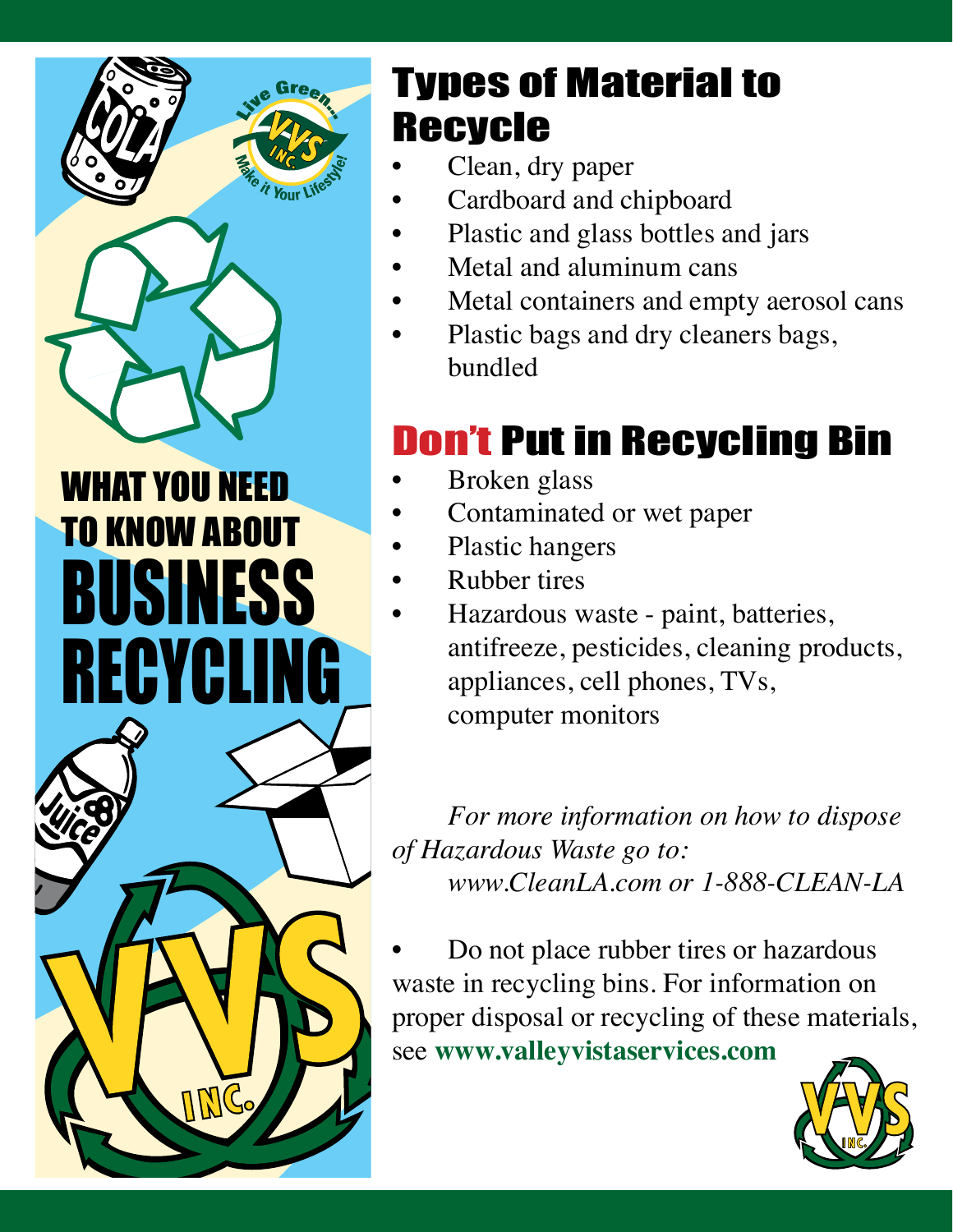# WHAT YOU NEED TO KNOW ABOUT BUSINESS RECYCLING

## Types of Material to Recycle

- Clean, dry paper
- Cardboard and chipboard
- Plastic and glass bottles and jars
- Metal and aluminum cans
- Metal containers and empty aerosol cans
- Plastic bags and dry cleaners bags, bundled

## Don't Put in Recycling Bin

- Broken glass
- Contaminated or wet paper
- Plastic hangers
- Rubber tires
- Hazardous waste - paint, batteries, antifreeze, pesticides, cleaning products, appliances, cell phones, TVs, computer monitors

*For more information on how to dispose of Hazardous Waste go to: www.CleanLA.com or 1-888-CLEAN-LA*

- Do not place rubber tires or hazardous waste in recycling bins. For information on proper disposal or recycling of these materials, see **www.valleyvistaservices.com**